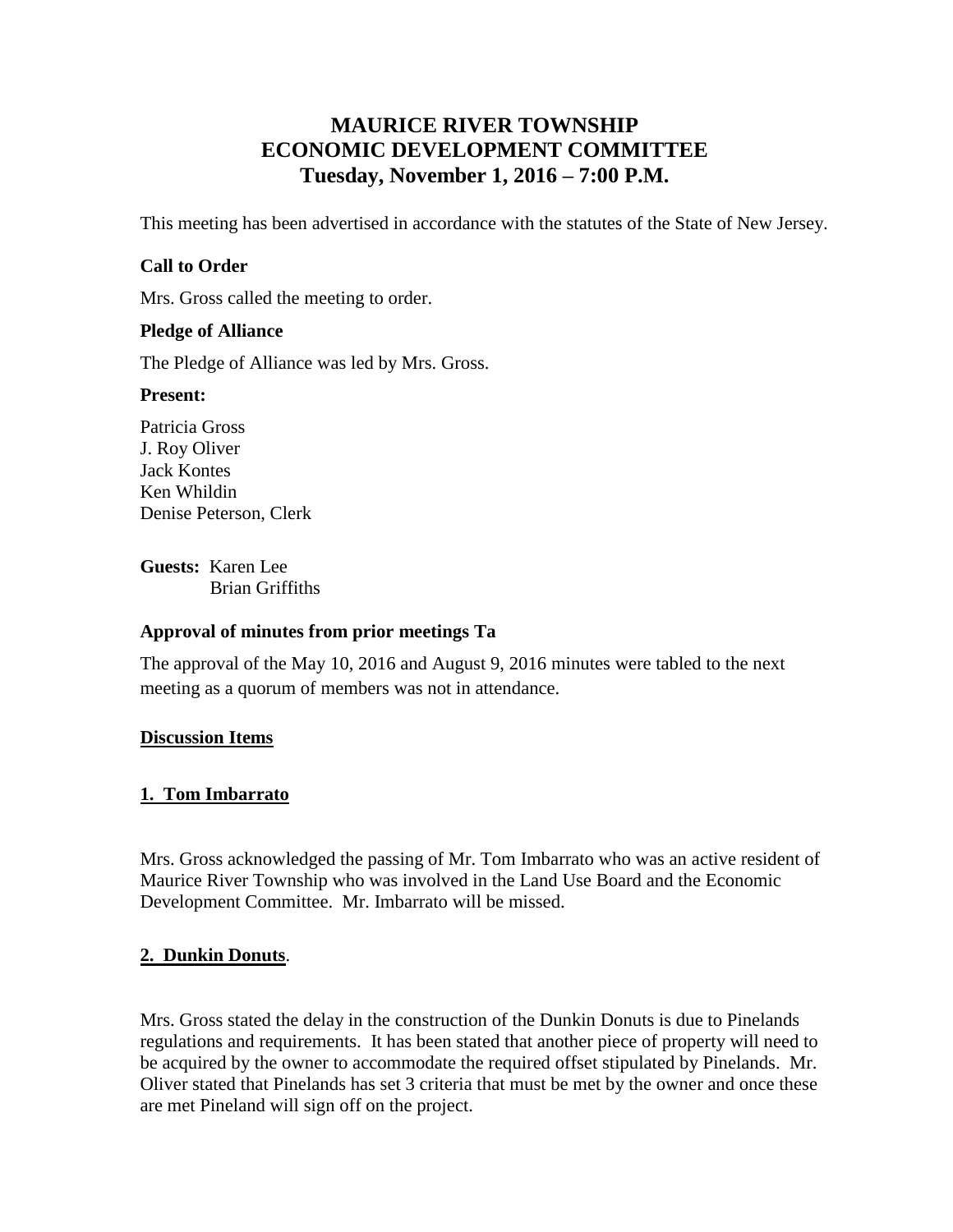# MAURICE RIVER TOWNSHIP
# ECONOMIC DEVELOPMENT COMMITTEE
# Tuesday, November 1, 2016 – 7:00 P.M.

This meeting has been advertised in accordance with the statutes of the State of New Jersey.

**Call to Order**

Mrs. Gross called the meeting to order.

**Pledge of Alliance**

The Pledge of Alliance was led by Mrs. Gross.

**Present:**

Patricia Gross
J. Roy Oliver
Jack Kontes
Ken Whildin
Denise Peterson, Clerk

**Guests:** Karen Lee
Brian Griffiths

**Approval of minutes from prior meetings Ta**

The approval of the May 10, 2016 and August 9, 2016 minutes were tabled to the next meeting as a quorum of members was not in attendance.

**Discussion Items**

**1. Tom Imbarrato**

Mrs. Gross acknowledged the passing of Mr. Tom Imbarrato who was an active resident of Maurice River Township who was involved in the Land Use Board and the Economic Development Committee. Mr. Imbarrato will be missed.

**2. Dunkin Donuts**.

Mrs. Gross stated the delay in the construction of the Dunkin Donuts is due to Pinelands regulations and requirements. It has been stated that another piece of property will need to be acquired by the owner to accommodate the required offset stipulated by Pinelands. Mr. Oliver stated that Pinelands has set 3 criteria that must be met by the owner and once these are met Pineland will sign off on the project.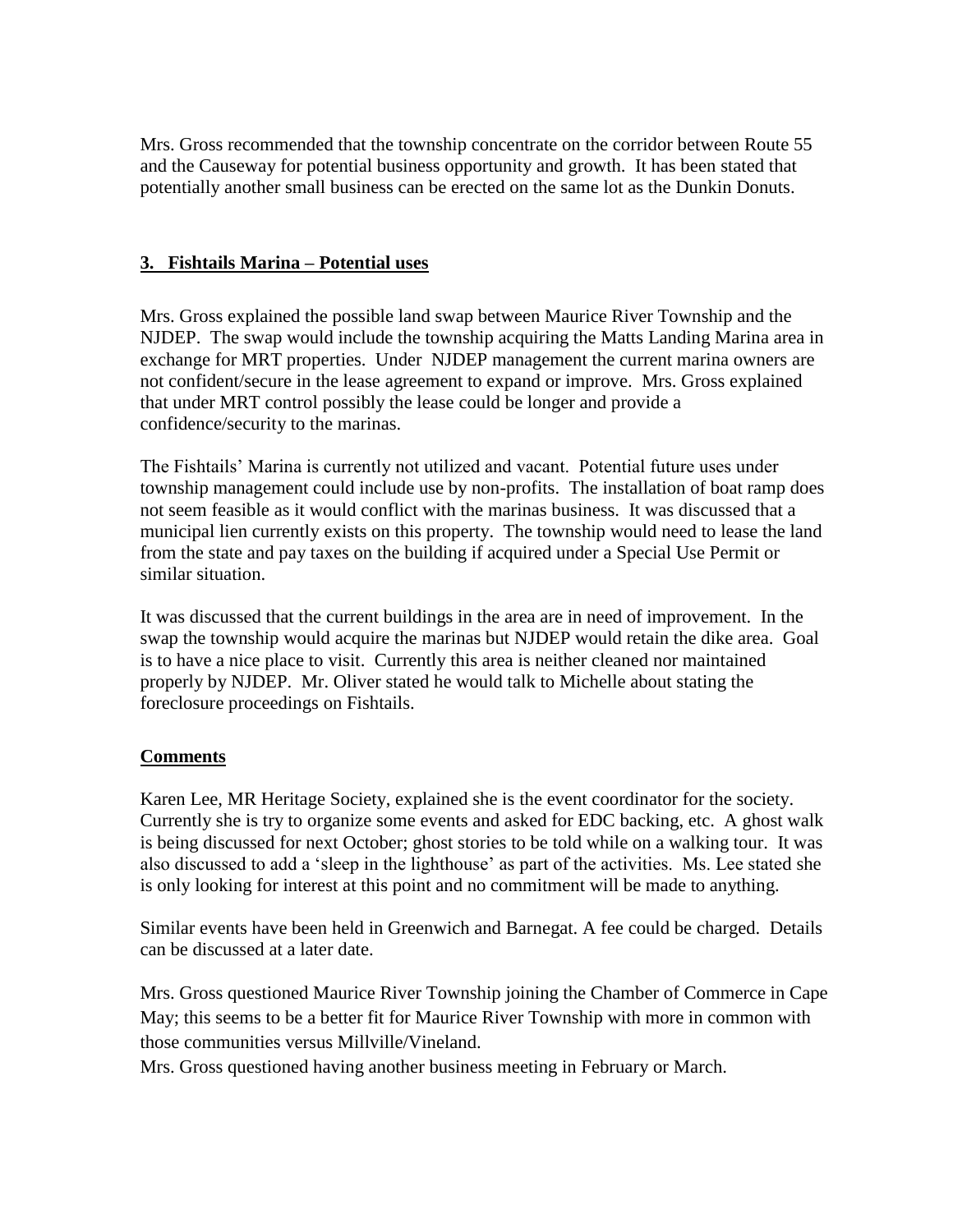Mrs. Gross recommended that the township concentrate on the corridor between Route 55 and the Causeway for potential business opportunity and growth. It has been stated that potentially another small business can be erected on the same lot as the Dunkin Donuts.

## 3. Fishtails Marina – Potential uses

Mrs. Gross explained the possible land swap between Maurice River Township and the NJDEP. The swap would include the township acquiring the Matts Landing Marina area in exchange for MRT properties. Under NJDEP management the current marina owners are not confident/secure in the lease agreement to expand or improve. Mrs. Gross explained that under MRT control possibly the lease could be longer and provide a confidence/security to the marinas.

The Fishtails' Marina is currently not utilized and vacant. Potential future uses under township management could include use by non-profits. The installation of boat ramp does not seem feasible as it would conflict with the marinas business. It was discussed that a municipal lien currently exists on this property. The township would need to lease the land from the state and pay taxes on the building if acquired under a Special Use Permit or similar situation.

It was discussed that the current buildings in the area are in need of improvement. In the swap the township would acquire the marinas but NJDEP would retain the dike area. Goal is to have a nice place to visit. Currently this area is neither cleaned nor maintained properly by NJDEP. Mr. Oliver stated he would talk to Michelle about stating the foreclosure proceedings on Fishtails.

## Comments

Karen Lee, MR Heritage Society, explained she is the event coordinator for the society. Currently she is try to organize some events and asked for EDC backing, etc. A ghost walk is being discussed for next October; ghost stories to be told while on a walking tour. It was also discussed to add a 'sleep in the lighthouse' as part of the activities. Ms. Lee stated she is only looking for interest at this point and no commitment will be made to anything.

Similar events have been held in Greenwich and Barnegat. A fee could be charged. Details can be discussed at a later date.

Mrs. Gross questioned Maurice River Township joining the Chamber of Commerce in Cape May; this seems to be a better fit for Maurice River Township with more in common with those communities versus Millville/Vineland.

Mrs. Gross questioned having another business meeting in February or March.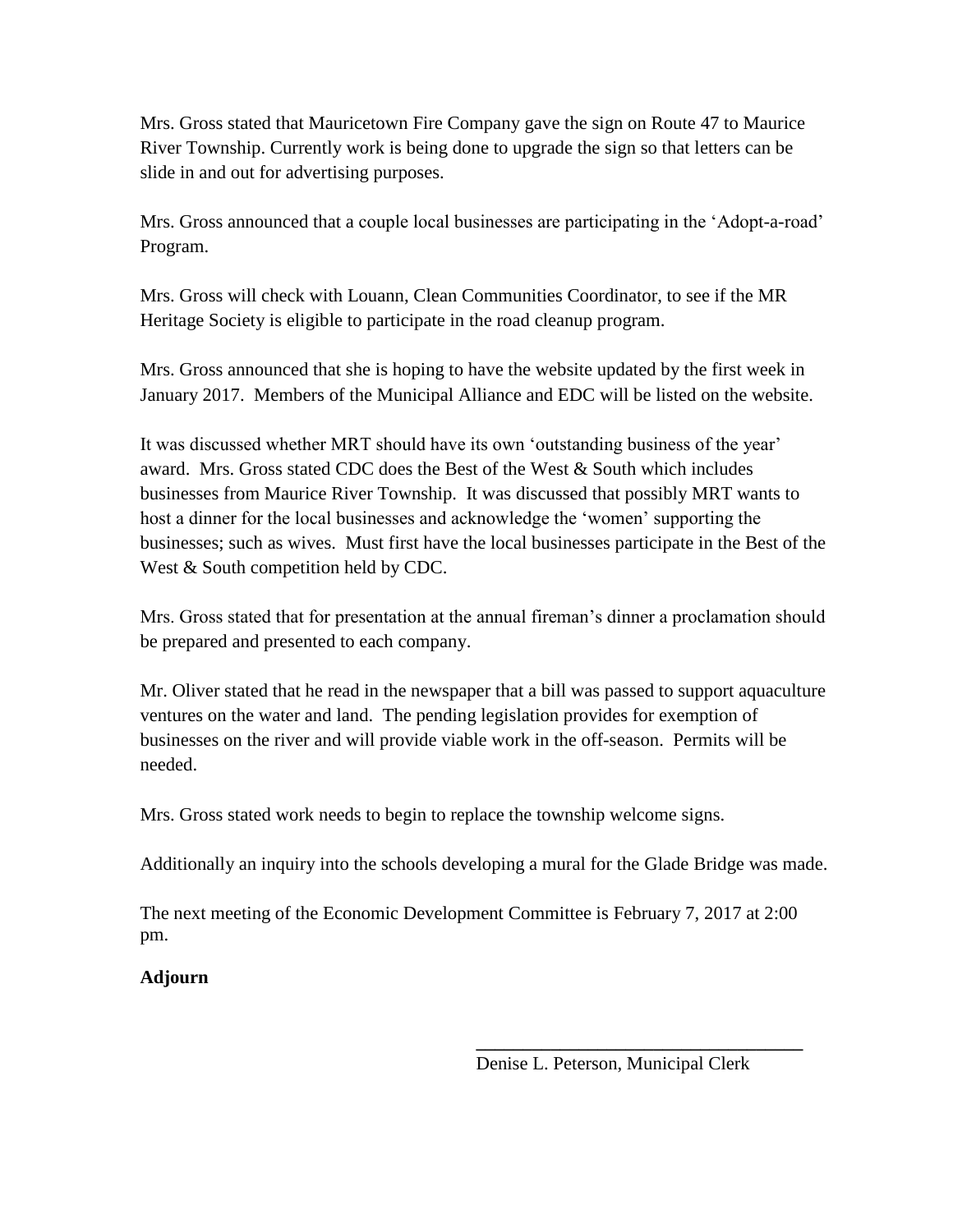Mrs. Gross stated that Mauricetown Fire Company gave the sign on Route 47 to Maurice River Township. Currently work is being done to upgrade the sign so that letters can be slide in and out for advertising purposes.

Mrs. Gross announced that a couple local businesses are participating in the 'Adopt-a-road' Program.

Mrs. Gross will check with Louann, Clean Communities Coordinator, to see if the MR Heritage Society is eligible to participate in the road cleanup program.

Mrs. Gross announced that she is hoping to have the website updated by the first week in January 2017. Members of the Municipal Alliance and EDC will be listed on the website.

It was discussed whether MRT should have its own 'outstanding business of the year' award. Mrs. Gross stated CDC does the Best of the West & South which includes businesses from Maurice River Township. It was discussed that possibly MRT wants to host a dinner for the local businesses and acknowledge the 'women' supporting the businesses; such as wives. Must first have the local businesses participate in the Best of the West & South competition held by CDC.

Mrs. Gross stated that for presentation at the annual fireman's dinner a proclamation should be prepared and presented to each company.

Mr. Oliver stated that he read in the newspaper that a bill was passed to support aquaculture ventures on the water and land. The pending legislation provides for exemption of businesses on the river and will provide viable work in the off-season. Permits will be needed.

Mrs. Gross stated work needs to begin to replace the township welcome signs.

Additionally an inquiry into the schools developing a mural for the Glade Bridge was made.

The next meeting of the Economic Development Committee is February 7, 2017 at 2:00 pm.

**Adjourn**

\_\_\_\_\_\_\_\_\_\_\_\_\_\_\_\_\_\_\_\_\_\_\_\_\_\_\_\_\_\_\_\_\_\_\_

Denise L. Peterson, Municipal Clerk